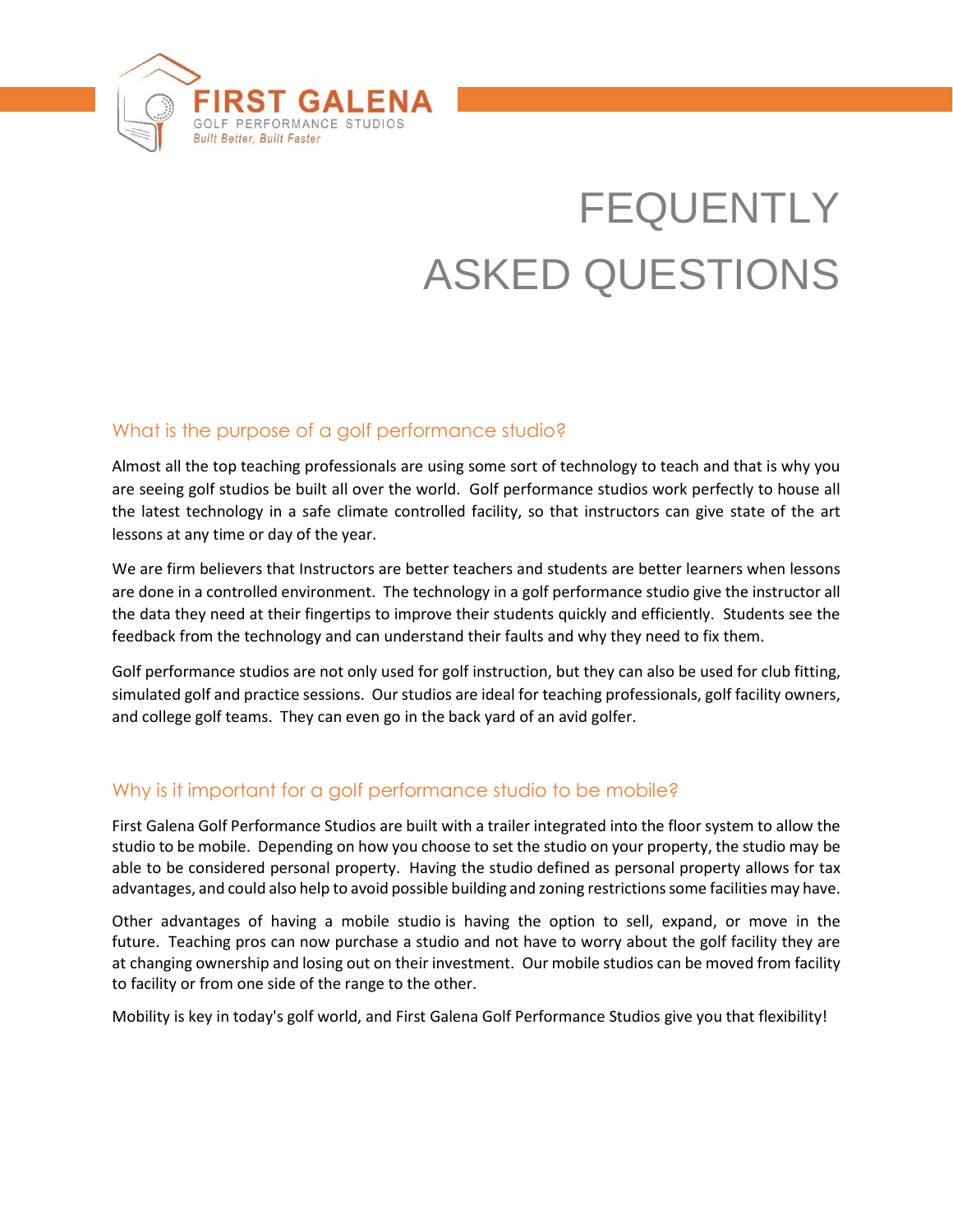FIRST GALENA

GOLF PERFORMANCE STUDIOS

*Built Better, Built Faster*

# FEQUENTLY ASKED QUESTIONS

## What is the purpose of a golf performance studio?

Almost all the top teaching professionals are using some sort of technology to teach and that is why you are seeing golf studios be built all over the world. Golf performance studios work perfectly to house all the latest technology in a safe climate controlled facility, so that instructors can give state of the art lessons at any time or day of the year.

We are firm believers that Instructors are better teachers and students are better learners when lessons are done in a controlled environment. The technology in a golf performance studio give the instructor all the data they need at their fingertips to improve their students quickly and efficiently. Students see the feedback from the technology and can understand their faults and why they need to fix them.

Golf performance studios are not only used for golf instruction, but they can also be used for club fitting, simulated golf and practice sessions. Our studios are ideal for teaching professionals, golf facility owners, and college golf teams. They can even go in the back yard of an avid golfer.

## Why is it important for a golf performance studio to be mobile?

First Galena Golf Performance Studios are built with a trailer integrated into the floor system to allow the studio to be mobile. Depending on how you choose to set the studio on your property, the studio may be able to be considered personal property. Having the studio defined as personal property allows for tax advantages, and could also help to avoid possible building and zoning restrictions some facilities may have.

Other advantages of having a mobile studio is having the option to sell, expand, or move in the future. Teaching pros can now purchase a studio and not have to worry about the golf facility they are at changing ownership and losing out on their investment. Our mobile studios can be moved from facility to facility or from one side of the range to the other.

Mobility is key in today's golf world, and First Galena Golf Performance Studios give you that flexibility!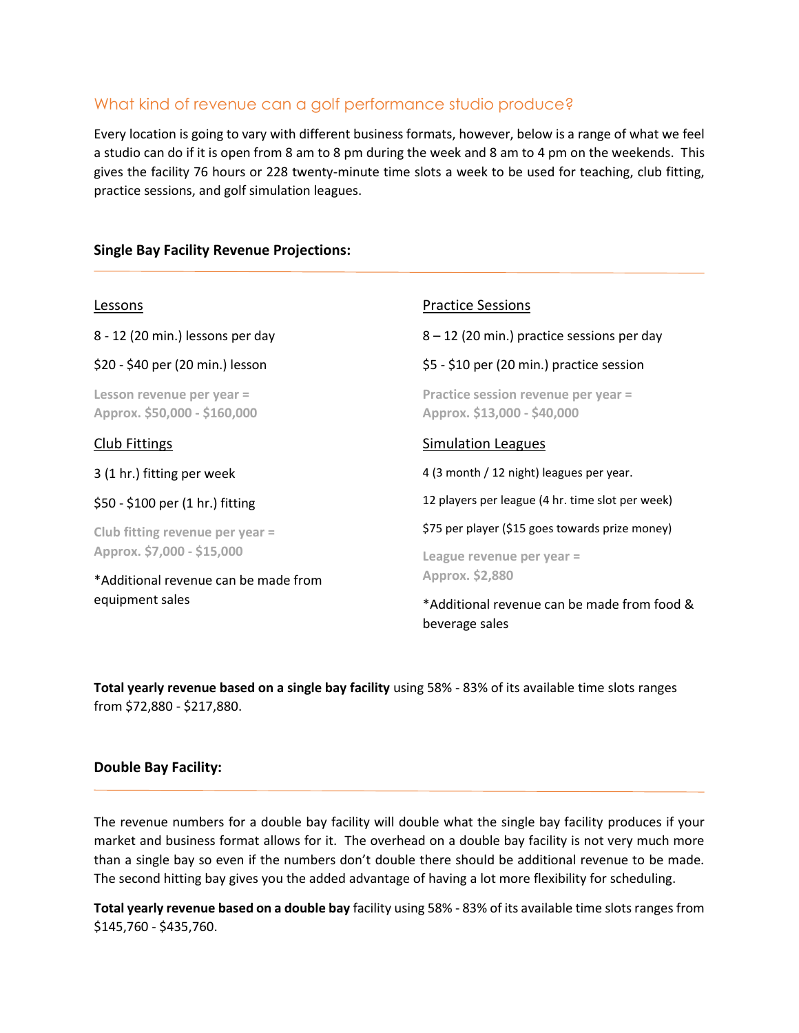## What kind of revenue can a golf performance studio produce?

Every location is going to vary with different business formats, however, below is a range of what we feel a studio can do if it is open from 8 am to 8 pm during the week and 8 am to 4 pm on the weekends. This gives the facility 76 hours or 228 twenty-minute time slots a week to be used for teaching, club fitting, practice sessions, and golf simulation leagues.

### Single Bay Facility Revenue Projections:

Lessons

8 - 12 (20 min.) lessons per day

$20 - $40 per (20 min.) lesson

**Lesson revenue per year = Approx. $50,000 - $160,000**

Club Fittings

3 (1 hr.) fitting per week

$50 - $100 per (1 hr.) fitting

**Club fitting revenue per year = Approx. $7,000 - $15,000**

*Additional revenue can be made from equipment sales

Practice Sessions

8 – 12 (20 min.) practice sessions per day

$5 - $10 per (20 min.) practice session

**Practice session revenue per year = Approx. $13,000 - $40,000**

Simulation Leagues

4 (3 month / 12 night) leagues per year.

12 players per league (4 hr. time slot per week)

$75 per player ($15 goes towards prize money)

**League revenue per year = Approx. $2,880**

*Additional revenue can be made from food & beverage sales

**Total yearly revenue based on a single bay facility** using 58% - 83% of its available time slots ranges from $72,880 - $217,880.

### Double Bay Facility:

The revenue numbers for a double bay facility will double what the single bay facility produces if your market and business format allows for it. The overhead on a double bay facility is not very much more than a single bay so even if the numbers don't double there should be additional revenue to be made. The second hitting bay gives you the added advantage of having a lot more flexibility for scheduling.

**Total yearly revenue based on a double bay** facility using 58% - 83% of its available time slots ranges from $145,760 - $435,760.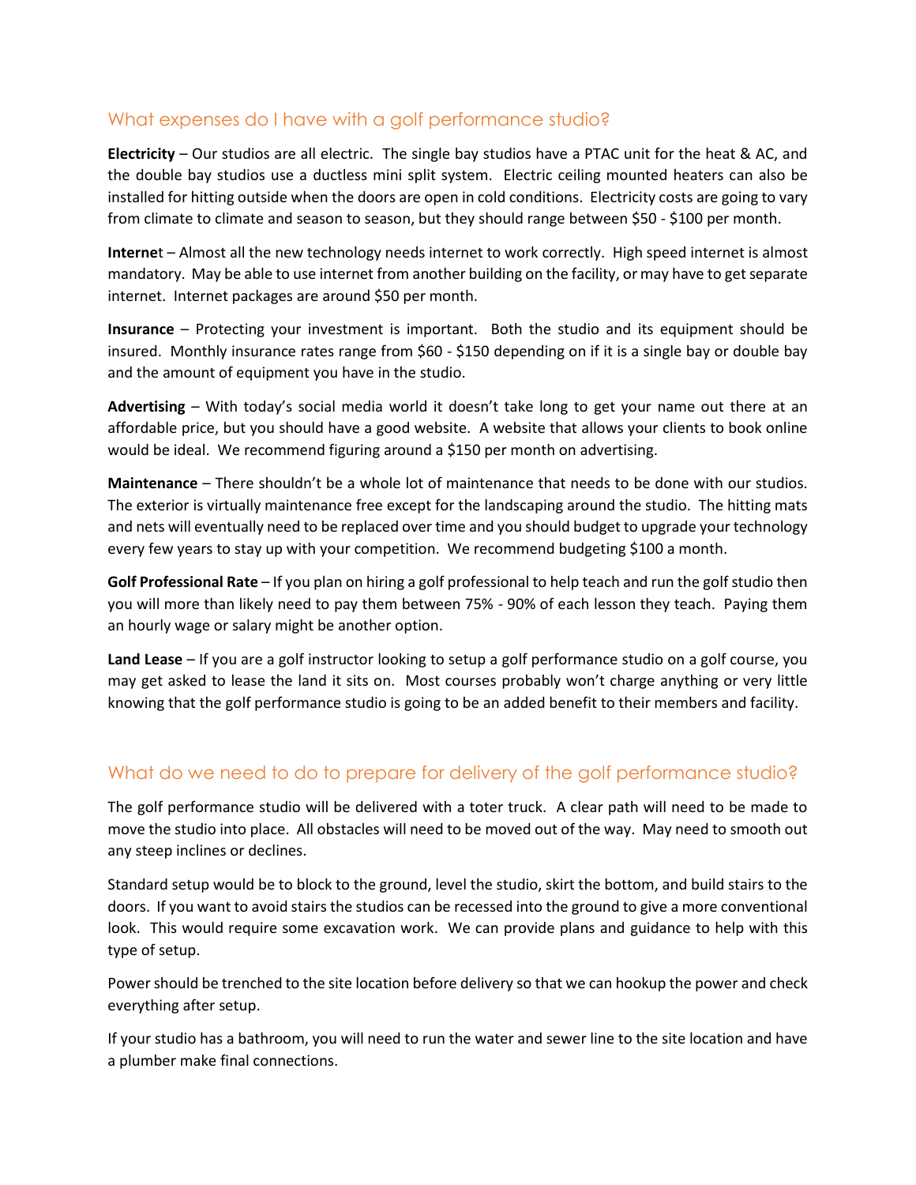## What expenses do I have with a golf performance studio?

**Electricity** – Our studios are all electric. The single bay studios have a PTAC unit for the heat & AC, and the double bay studios use a ductless mini split system. Electric ceiling mounted heaters can also be installed for hitting outside when the doors are open in cold conditions. Electricity costs are going to vary from climate to climate and season to season, but they should range between $50 - $100 per month.

**Internet** – Almost all the new technology needs internet to work correctly. High speed internet is almost mandatory. May be able to use internet from another building on the facility, or may have to get separate internet. Internet packages are around $50 per month.

**Insurance** – Protecting your investment is important. Both the studio and its equipment should be insured. Monthly insurance rates range from $60 - $150 depending on if it is a single bay or double bay and the amount of equipment you have in the studio.

**Advertising** – With today's social media world it doesn't take long to get your name out there at an affordable price, but you should have a good website. A website that allows your clients to book online would be ideal. We recommend figuring around a $150 per month on advertising.

**Maintenance** – There shouldn't be a whole lot of maintenance that needs to be done with our studios. The exterior is virtually maintenance free except for the landscaping around the studio. The hitting mats and nets will eventually need to be replaced over time and you should budget to upgrade your technology every few years to stay up with your competition. We recommend budgeting $100 a month.

**Golf Professional Rate** – If you plan on hiring a golf professional to help teach and run the golf studio then you will more than likely need to pay them between 75% - 90% of each lesson they teach. Paying them an hourly wage or salary might be another option.

**Land Lease** – If you are a golf instructor looking to setup a golf performance studio on a golf course, you may get asked to lease the land it sits on. Most courses probably won't charge anything or very little knowing that the golf performance studio is going to be an added benefit to their members and facility.

## What do we need to do to prepare for delivery of the golf performance studio?

The golf performance studio will be delivered with a toter truck. A clear path will need to be made to move the studio into place. All obstacles will need to be moved out of the way. May need to smooth out any steep inclines or declines.

Standard setup would be to block to the ground, level the studio, skirt the bottom, and build stairs to the doors. If you want to avoid stairs the studios can be recessed into the ground to give a more conventional look. This would require some excavation work. We can provide plans and guidance to help with this type of setup.

Power should be trenched to the site location before delivery so that we can hookup the power and check everything after setup.

If your studio has a bathroom, you will need to run the water and sewer line to the site location and have a plumber make final connections.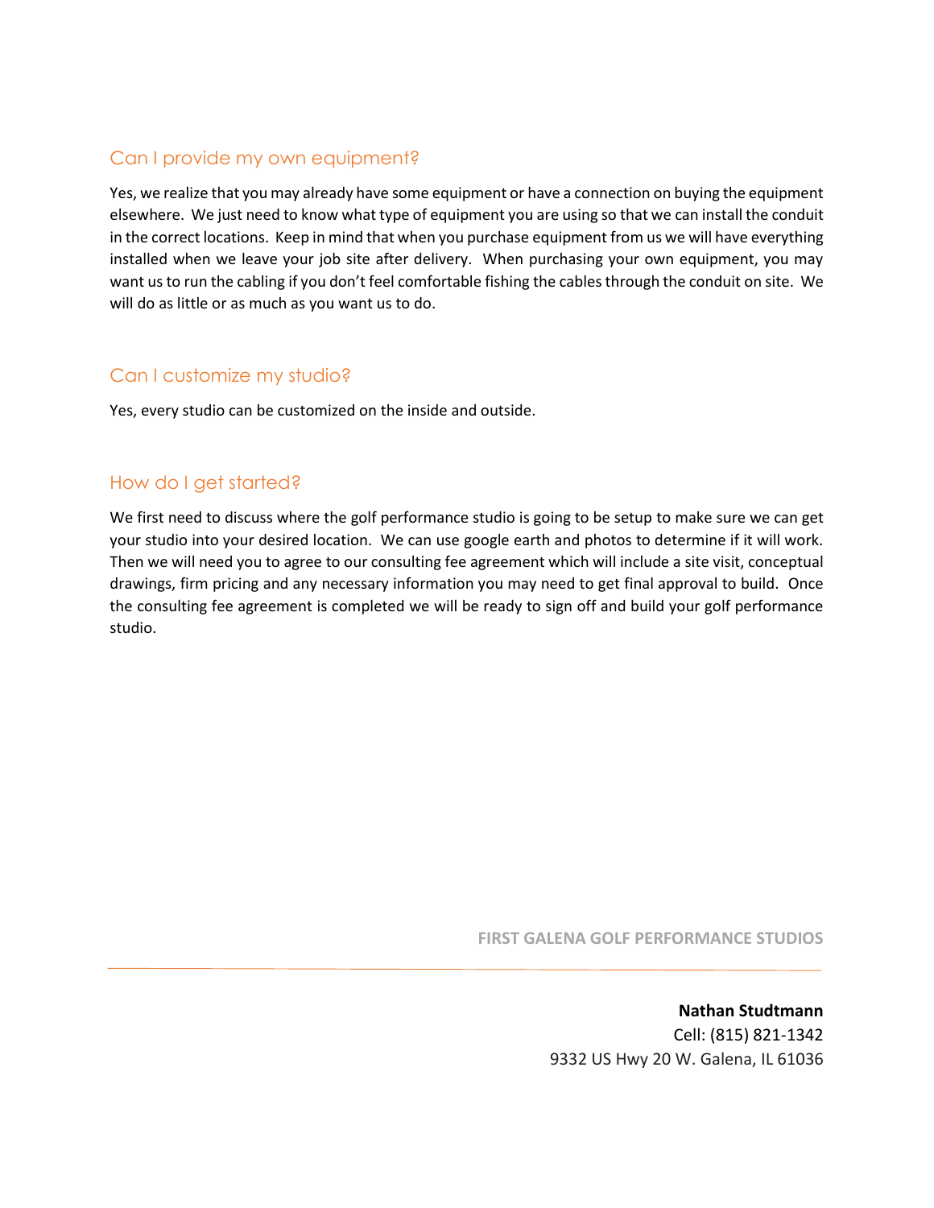## Can I provide my own equipment?

Yes, we realize that you may already have some equipment or have a connection on buying the equipment elsewhere. We just need to know what type of equipment you are using so that we can install the conduit in the correct locations. Keep in mind that when you purchase equipment from us we will have everything installed when we leave your job site after delivery. When purchasing your own equipment, you may want us to run the cabling if you don't feel comfortable fishing the cables through the conduit on site. We will do as little or as much as you want us to do.

## Can I customize my studio?

Yes, every studio can be customized on the inside and outside.

## How do I get started?

We first need to discuss where the golf performance studio is going to be setup to make sure we can get your studio into your desired location. We can use google earth and photos to determine if it will work. Then we will need you to agree to our consulting fee agreement which will include a site visit, conceptual drawings, firm pricing and any necessary information you may need to get final approval to build. Once the consulting fee agreement is completed we will be ready to sign off and build your golf performance studio.

FIRST GALENA GOLF PERFORMANCE STUDIOS

**Nathan Studtmann**
Cell: (815) 821-1342
9332 US Hwy 20 W. Galena, IL 61036